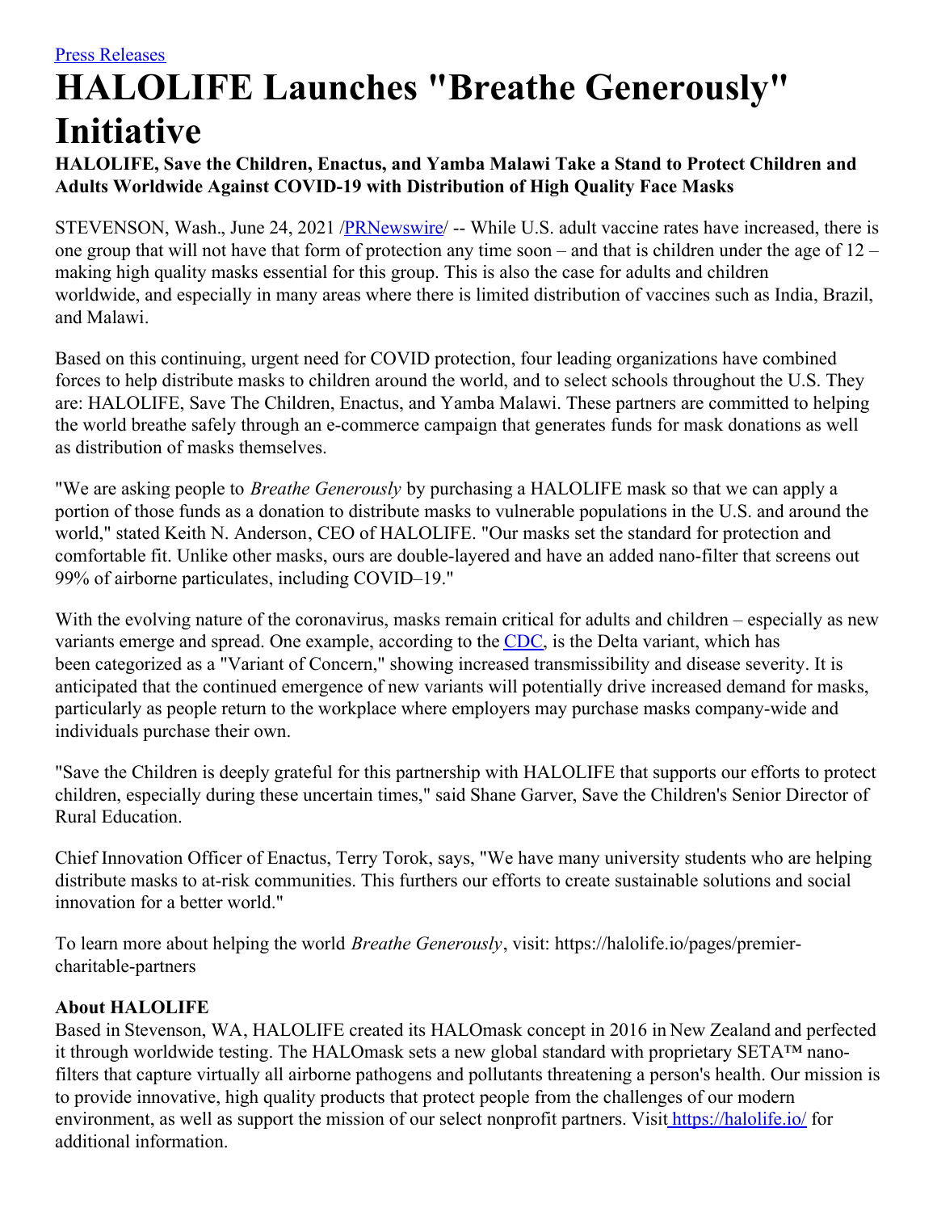[Press Releases](#)

# HALOLIFE Launches "Breathe Generously" Initiative

**HALOLIFE, Save the Children, Enactus, and Yamba Malawi Take a Stand to Protect Children and Adults Worldwide Against COVID-19 with Distribution of High Quality Face Masks**

STEVENSON, Wash., June 24, 2021 /[PRNewswire](#)/ -- While U.S. adult vaccine rates have increased, there is one group that will not have that form of protection any time soon – and that is children under the age of 12 – making high quality masks essential for this group. This is also the case for adults and children worldwide, and especially in many areas where there is limited distribution of vaccines such as India, Brazil, and Malawi.

Based on this continuing, urgent need for COVID protection, four leading organizations have combined forces to help distribute masks to children around the world, and to select schools throughout the U.S. They are: HALOLIFE, Save The Children, Enactus, and Yamba Malawi. These partners are committed to helping the world breathe safely through an e-commerce campaign that generates funds for mask donations as well as distribution of masks themselves.

"We are asking people to *Breathe Generously* by purchasing a HALOLIFE mask so that we can apply a portion of those funds as a donation to distribute masks to vulnerable populations in the U.S. and around the world," stated Keith N. Anderson, CEO of HALOLIFE. "Our masks set the standard for protection and comfortable fit. Unlike other masks, ours are double-layered and have an added nano-filter that screens out 99% of airborne particulates, including COVID–19."

With the evolving nature of the coronavirus, masks remain critical for adults and children – especially as new variants emerge and spread. One example, according to the [CDC](#), is the Delta variant, which has been categorized as a "Variant of Concern," showing increased transmissibility and disease severity. It is anticipated that the continued emergence of new variants will potentially drive increased demand for masks, particularly as people return to the workplace where employers may purchase masks company-wide and individuals purchase their own.

"Save the Children is deeply grateful for this partnership with HALOLIFE that supports our efforts to protect children, especially during these uncertain times," said Shane Garver, Save the Children's Senior Director of Rural Education.

Chief Innovation Officer of Enactus, Terry Torok, says, "We have many university students who are helping distribute masks to at-risk communities. This furthers our efforts to create sustainable solutions and social innovation for a better world."

To learn more about helping the world *Breathe Generously*, visit: https://halolife.io/pages/premier-charitable-partners

**About HALOLIFE**
Based in Stevenson, WA, HALOLIFE created its HALOmask concept in 2016 in New Zealand and perfected it through worldwide testing. The HALOmask sets a new global standard with proprietary SETA™ nano-filters that capture virtually all airborne pathogens and pollutants threatening a person's health. Our mission is to provide innovative, high quality products that protect people from the challenges of our modern environment, as well as support the mission of our select nonprofit partners. Visit [https://halolife.io/](https://halolife.io/) for additional information.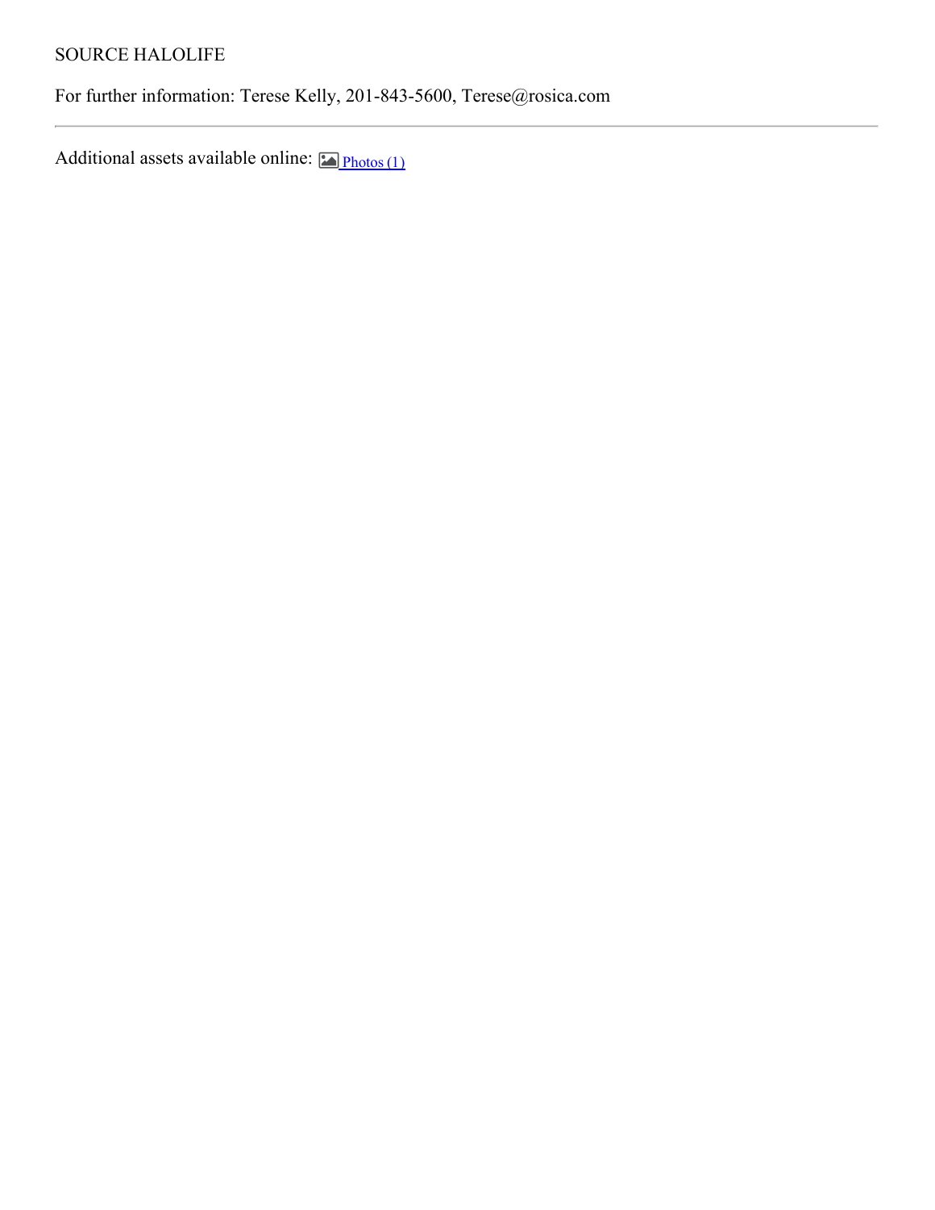SOURCE HALOLIFE

For further information: Terese Kelly, 201-843-5600, Terese@rosica.com

---

Additional assets available online: Photos (1)